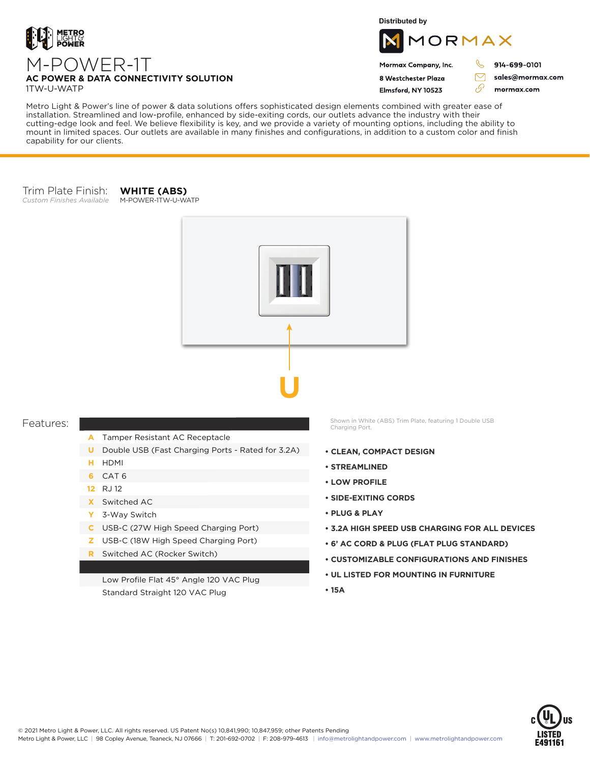METRO LIGHT & POWER

# M-POWER-1T

## AC POWER & DATA CONNECTIVITY SOLUTION

1TW-U-WATP

Distributed by

MORMAX

Mormax Company, Inc.
8 Westchester Plaza
Elmsford, NY 10523

914-699-0101
sales@mormax.com
mormax.com

Metro Light & Power's line of power & data solutions offers sophisticated design elements combined with greater ease of installation. Streamlined and low-profile, enhanced by side-exiting cords, our outlets advance the industry with their cutting-edge look and feel. We believe flexibility is key, and we provide a variety of mounting options, including the ability to mount in limited spaces. Our outlets are available in many finishes and configurations, in addition to a custom color and finish capability for our clients.

Trim Plate Finish: **WHITE (ABS)**
*Custom Finishes Available*
M-POWER-1TW-U-WATP

U

Shown in White (ABS) Trim Plate, featuring 1 Double USB Charging Port.

## Features:

| | |
|---|---|
| A | Tamper Resistant AC Receptacle |
| U | Double USB (Fast Charging Ports - Rated for 3.2A) |
| H | HDMI |
| 6 | CAT 6 |
| 12 | RJ 12 |
| X | Switched AC |
| Y | 3-Way Switch |
| C | USB-C (27W High Speed Charging Port) |
| Z | USB-C (18W High Speed Charging Port) |
| R | Switched AC (Rocker Switch) |
| | Low Profile Flat 45° Angle 120 VAC Plug |
| | Standard Straight 120 VAC Plug |

- CLEAN, COMPACT DESIGN
- STREAMLINED
- LOW PROFILE
- SIDE-EXITING CORDS
- PLUG & PLAY
- 3.2A HIGH SPEED USB CHARGING FOR ALL DEVICES
- 6' AC CORD & PLUG (FLAT PLUG STANDARD)
- CUSTOMIZABLE CONFIGURATIONS AND FINISHES
- UL LISTED FOR MOUNTING IN FURNITURE
- 15A

© 2021 Metro Light & Power, LLC. All rights reserved. US Patent No(s) 10,841,990; 10,847,959; other Patents Pending
Metro Light & Power, LLC | 98 Copley Avenue, Teaneck, NJ 07666 | T: 201-692-0702 | F: 208-979-4613 | info@metrolightandpower.com | www.metrolightandpower.com

c UL US LISTED E491161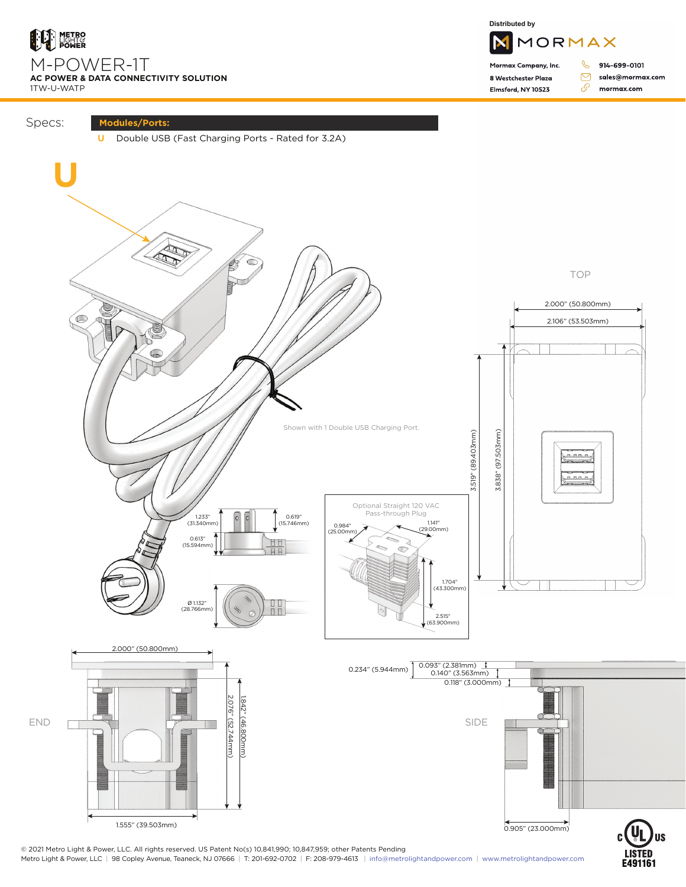# M-POWER-1T

**AC POWER & DATA CONNECTIVITY SOLUTION**

1TW-U-WATP

Distributed by

MORMAX

Mormax Company, Inc.
8 Westchester Plaza
Elmsford, NY 10523

914-699-0101
sales@mormax.com
mormax.com

Specs:

**Modules/Ports:**

- **U** Double USB (Fast Charging Ports - Rated for 3.2A)

U

Shown with 1 Double USB Charging Port.

TOP

2.000" (50.800mm)
2.106" (53.503mm)
3.519" (89.403mm)
3.838" (97.503mm)

1.233" (31.340mm)
0.619" (15.746mm)
0.613" (15.594mm)
Ø 1.132" (28.766mm)

Optional Straight 120 VAC Pass-through Plug

0.984" (25.00mm)
1.141" (29.00mm)
1.704" (43.300mm)
2.515" (63.900mm)

END

2.000" (50.800mm)
2.076" (52.744mm)
1.842" (46.800mm)
1.555" (39.503mm)

SIDE

0.234" (5.944mm)
0.093" (2.381mm)
0.140" (3.563mm)
0.118" (3.000mm)
0.905" (23.000mm)

© 2021 Metro Light & Power, LLC. All rights reserved. US Patent No(s) 10,841,990; 10,847,959; other Patents Pending

Metro Light & Power, LLC | 98 Copley Avenue, Teaneck, NJ 07666 | T: 201-692-0702 | F: 208-979-4613 | info@metrolightandpower.com | www.metrolightandpower.com

c UL us LISTED E491161